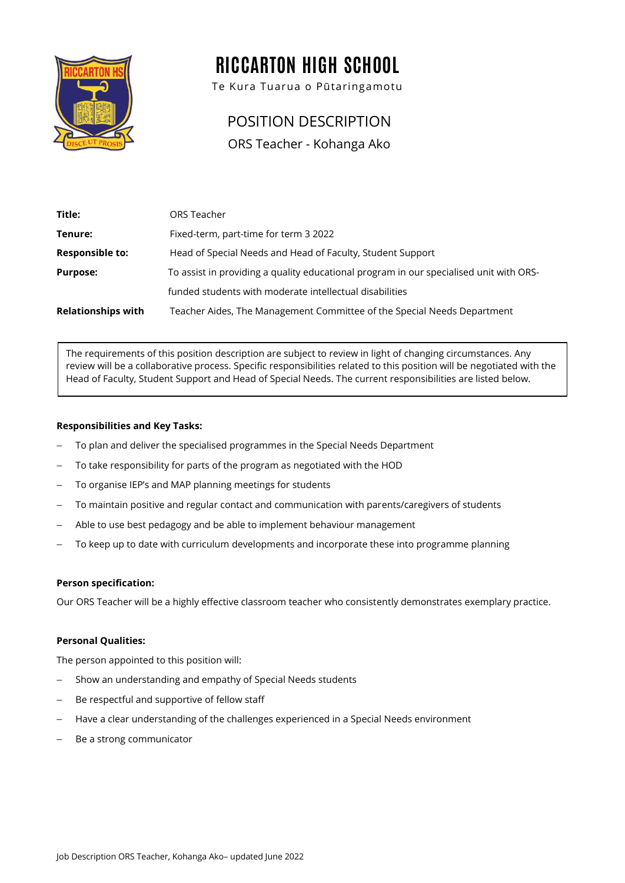# RICCARTON HIGH SCHOOL

Te Kura Tuarua o Pūtaringamotu

## POSITION DESCRIPTION

ORS Teacher - Kohanga Ako

| | |
|---|---|
| **Title:** | ORS Teacher |
| **Tenure:** | Fixed-term, part-time for term 3 2022 |
| **Responsible to:** | Head of Special Needs and Head of Faculty, Student Support |
| **Purpose:** | To assist in providing a quality educational program in our specialised unit with ORS-funded students with moderate intellectual disabilities |
| **Relationships with** | Teacher Aides, The Management Committee of the Special Needs Department |

The requirements of this position description are subject to review in light of changing circumstances. Any review will be a collaborative process. Specific responsibilities related to this position will be negotiated with the Head of Faculty, Student Support and Head of Special Needs. The current responsibilities are listed below.

**Responsibilities and Key Tasks:**

- To plan and deliver the specialised programmes in the Special Needs Department
- To take responsibility for parts of the program as negotiated with the HOD
- To organise IEP's and MAP planning meetings for students
- To maintain positive and regular contact and communication with parents/caregivers of students
- Able to use best pedagogy and be able to implement behaviour management
- To keep up to date with curriculum developments and incorporate these into programme planning

**Person specification:**

Our ORS Teacher will be a highly effective classroom teacher who consistently demonstrates exemplary practice.

**Personal Qualities:**

The person appointed to this position will:

- Show an understanding and empathy of Special Needs students
- Be respectful and supportive of fellow staff
- Have a clear understanding of the challenges experienced in a Special Needs environment
- Be a strong communicator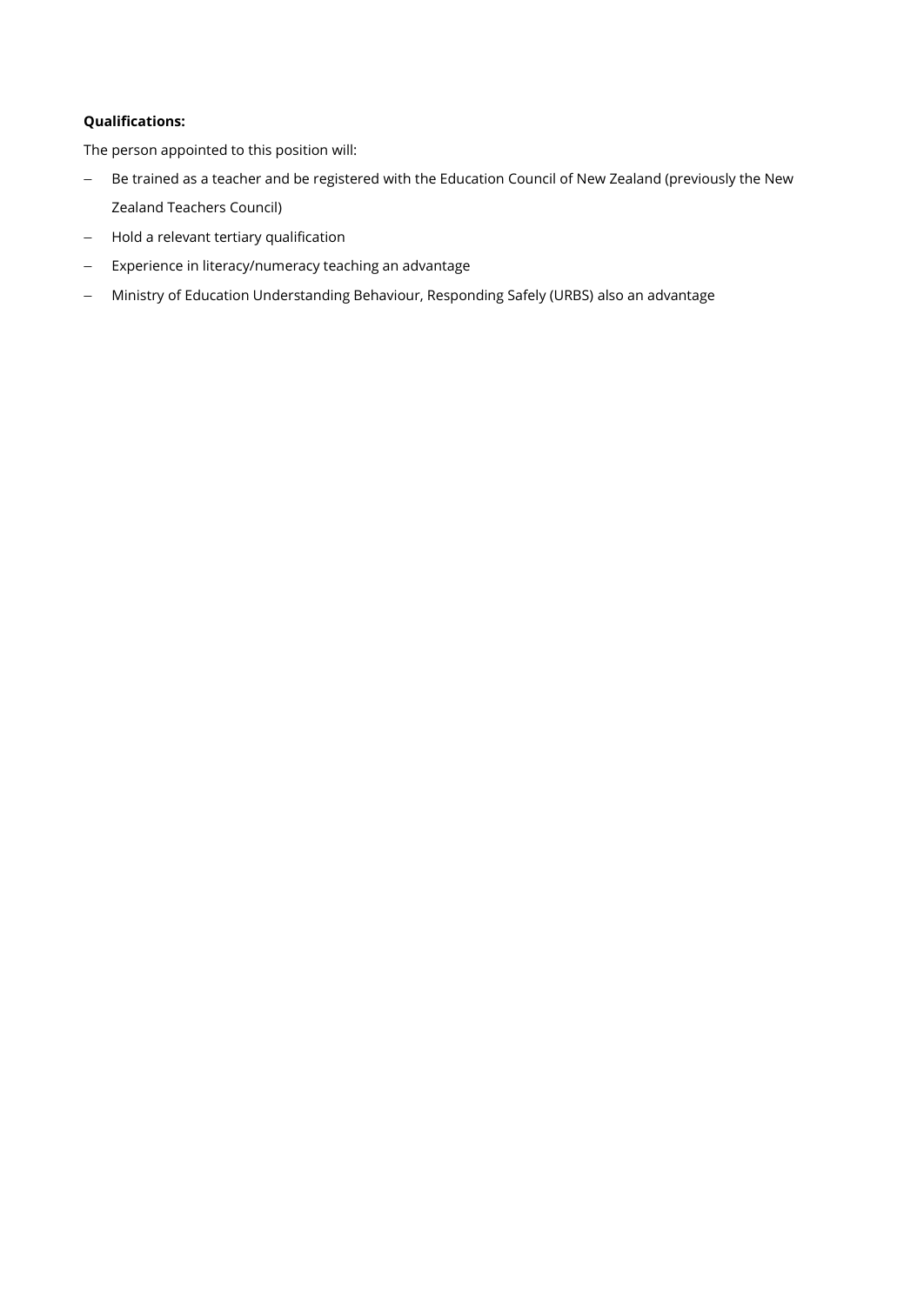**Qualifications:**

The person appointed to this position will:

- Be trained as a teacher and be registered with the Education Council of New Zealand (previously the New Zealand Teachers Council)
- Hold a relevant tertiary qualification
- Experience in literacy/numeracy teaching an advantage
- Ministry of Education Understanding Behaviour, Responding Safely (URBS) also an advantage